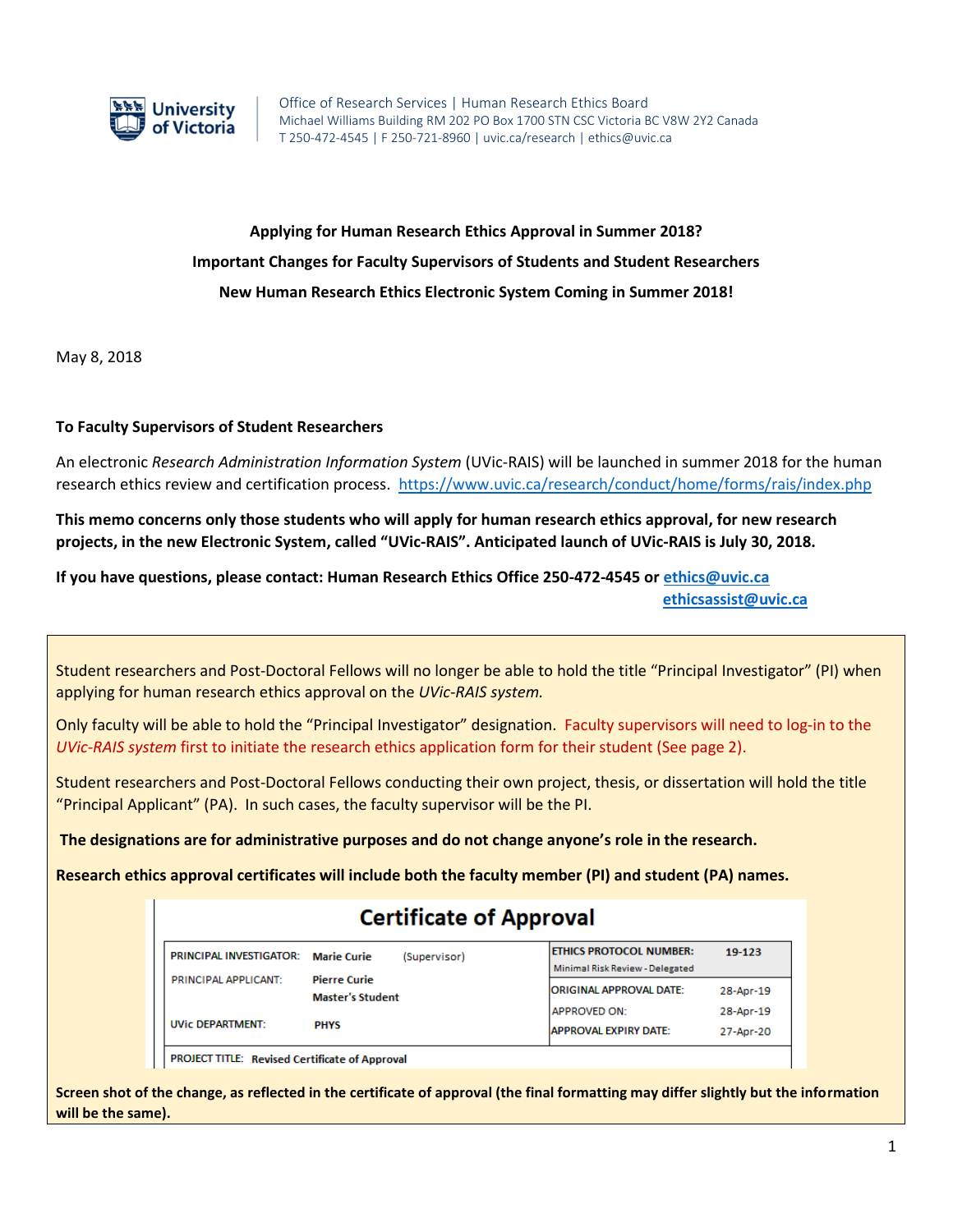University of Victoria

Office of Research Services | Human Research Ethics Board
Michael Williams Building RM 202 PO Box 1700 STN CSC Victoria BC V8W 2Y2 Canada
T 250-472-4545 | F 250-721-8960 | uvic.ca/research | ethics@uvic.ca

**Applying for Human Research Ethics Approval in Summer 2018?**

**Important Changes for Faculty Supervisors of Students and Student Researchers**

**New Human Research Ethics Electronic System Coming in Summer 2018!**

May 8, 2018

**To Faculty Supervisors of Student Researchers**

An electronic *Research Administration Information System* (UVic-RAIS) will be launched in summer 2018 for the human research ethics review and certification process. https://www.uvic.ca/research/conduct/home/forms/rais/index.php

**This memo concerns only those students who will apply for human research ethics approval, for new research projects, in the new Electronic System, called "UVic-RAIS". Anticipated launch of UVic-RAIS is July 30, 2018.**

**If you have questions, please contact: Human Research Ethics Office 250-472-4545 or ethics@uvic.ca ethicsassist@uvic.ca**

Student researchers and Post-Doctoral Fellows will no longer be able to hold the title "Principal Investigator" (PI) when applying for human research ethics approval on the *UVic-RAIS system.*

Only faculty will be able to hold the "Principal Investigator" designation. Faculty supervisors will need to log-in to the *UVic-RAIS system* first to initiate the research ethics application form for their student (See page 2).

Student researchers and Post-Doctoral Fellows conducting their own project, thesis, or dissertation will hold the title "Principal Applicant" (PA). In such cases, the faculty supervisor will be the PI.

**The designations are for administrative purposes and do not change anyone's role in the research.**

**Research ethics approval certificates will include both the faculty member (PI) and student (PA) names.**

## Certificate of Approval

| | | | | |
|---|---|---|---|---|
| PRINCIPAL INVESTIGATOR: | Marie Curie (Supervisor) | | ETHICS PROTOCOL NUMBER: Minimal Risk Review - Delegated | 19-123 |
| PRINCIPAL APPLICANT: | Pierre Curie Master's Student | | ORIGINAL APPROVAL DATE: | 28-Apr-19 |
| | | | APPROVED ON: | 28-Apr-19 |
| UVic DEPARTMENT: | PHYS | | APPROVAL EXPIRY DATE: | 27-Apr-20 |
| PROJECT TITLE: | Revised Certificate of Approval | | | |

**Screen shot of the change, as reflected in the certificate of approval (the final formatting may differ slightly but the information will be the same).**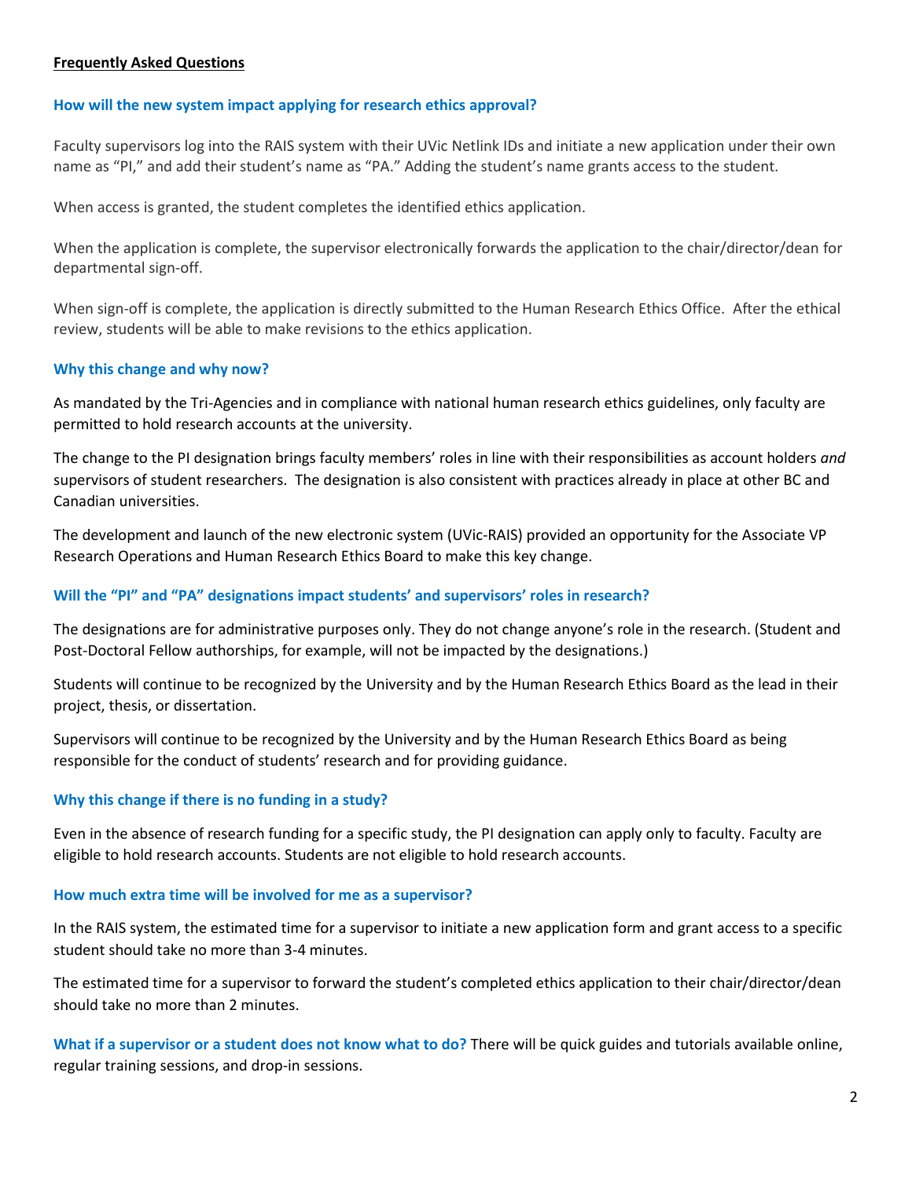**Frequently Asked Questions**

### How will the new system impact applying for research ethics approval?

Faculty supervisors log into the RAIS system with their UVic Netlink IDs and initiate a new application under their own name as "PI," and add their student's name as "PA." Adding the student's name grants access to the student.

When access is granted, the student completes the identified ethics application.

When the application is complete, the supervisor electronically forwards the application to the chair/director/dean for departmental sign-off.

When sign-off is complete, the application is directly submitted to the Human Research Ethics Office. After the ethical review, students will be able to make revisions to the ethics application.

### Why this change and why now?

As mandated by the Tri-Agencies and in compliance with national human research ethics guidelines, only faculty are permitted to hold research accounts at the university.

The change to the PI designation brings faculty members' roles in line with their responsibilities as account holders *and* supervisors of student researchers. The designation is also consistent with practices already in place at other BC and Canadian universities.

The development and launch of the new electronic system (UVic-RAIS) provided an opportunity for the Associate VP Research Operations and Human Research Ethics Board to make this key change.

### Will the "PI" and "PA" designations impact students' and supervisors' roles in research?

The designations are for administrative purposes only. They do not change anyone's role in the research. (Student and Post-Doctoral Fellow authorships, for example, will not be impacted by the designations.)

Students will continue to be recognized by the University and by the Human Research Ethics Board as the lead in their project, thesis, or dissertation.

Supervisors will continue to be recognized by the University and by the Human Research Ethics Board as being responsible for the conduct of students' research and for providing guidance.

### Why this change if there is no funding in a study?

Even in the absence of research funding for a specific study, the PI designation can apply only to faculty. Faculty are eligible to hold research accounts. Students are not eligible to hold research accounts.

### How much extra time will be involved for me as a supervisor?

In the RAIS system, the estimated time for a supervisor to initiate a new application form and grant access to a specific student should take no more than 3-4 minutes.

The estimated time for a supervisor to forward the student's completed ethics application to their chair/director/dean should take no more than 2 minutes.

**What if a supervisor or a student does not know what to do?** There will be quick guides and tutorials available online, regular training sessions, and drop-in sessions.